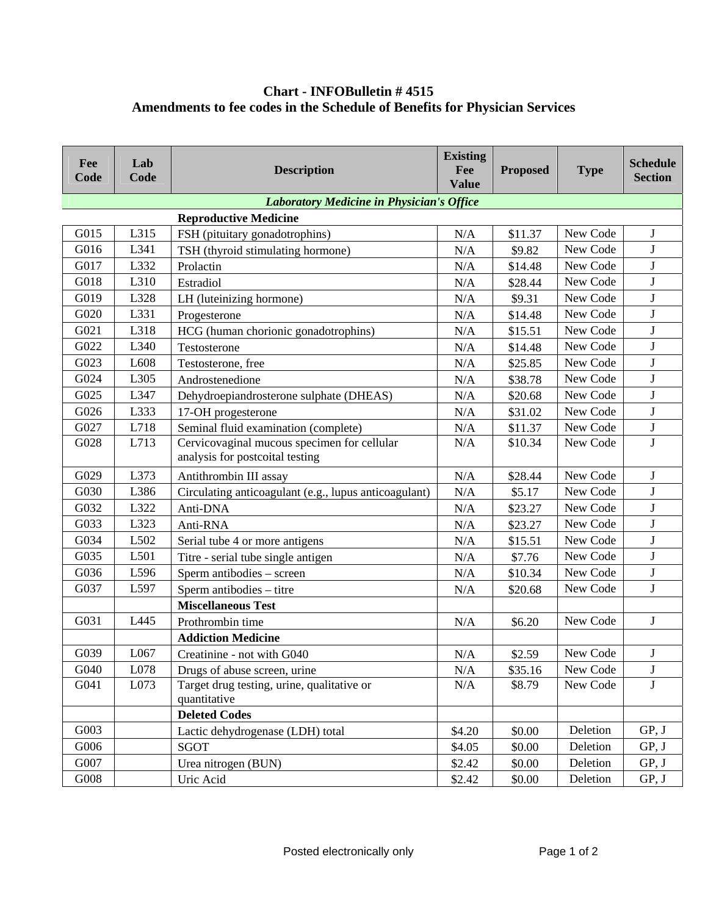# Chart - INFOBulletin # 4515

## Amendments to fee codes in the Schedule of Benefits for Physician Services

| Fee Code | Lab Code | Description | Existing Fee Value | Proposed | Type | Schedule Section |
|---|---|---|---|---|---|---|
| | | ***Laboratory Medicine in Physician's Office*** | | | | |
| | | **Reproductive Medicine** | | | | |
| G015 | L315 | FSH (pituitary gonadotrophins) | N/A | $11.37 | New Code | J |
| G016 | L341 | TSH (thyroid stimulating hormone) | N/A | $9.82 | New Code | J |
| G017 | L332 | Prolactin | N/A | $14.48 | New Code | J |
| G018 | L310 | Estradiol | N/A | $28.44 | New Code | J |
| G019 | L328 | LH (luteinizing hormone) | N/A | $9.31 | New Code | J |
| G020 | L331 | Progesterone | N/A | $14.48 | New Code | J |
| G021 | L318 | HCG (human chorionic gonadotrophins) | N/A | $15.51 | New Code | J |
| G022 | L340 | Testosterone | N/A | $14.48 | New Code | J |
| G023 | L608 | Testosterone, free | N/A | $25.85 | New Code | J |
| G024 | L305 | Androstenedione | N/A | $38.78 | New Code | J |
| G025 | L347 | Dehydroepiandrosterone sulphate (DHEAS) | N/A | $20.68 | New Code | J |
| G026 | L333 | 17-OH progesterone | N/A | $31.02 | New Code | J |
| G027 | L718 | Seminal fluid examination (complete) | N/A | $11.37 | New Code | J |
| G028 | L713 | Cervicovaginal mucous specimen for cellular analysis for postcoital testing | N/A | $10.34 | New Code | J |
| G029 | L373 | Antithrombin III assay | N/A | $28.44 | New Code | J |
| G030 | L386 | Circulating anticoagulant (e.g., lupus anticoagulant) | N/A | $5.17 | New Code | J |
| G032 | L322 | Anti-DNA | N/A | $23.27 | New Code | J |
| G033 | L323 | Anti-RNA | N/A | $23.27 | New Code | J |
| G034 | L502 | Serial tube 4 or more antigens | N/A | $15.51 | New Code | J |
| G035 | L501 | Titre - serial tube single antigen | N/A | $7.76 | New Code | J |
| G036 | L596 | Sperm antibodies – screen | N/A | $10.34 | New Code | J |
| G037 | L597 | Sperm antibodies – titre | N/A | $20.68 | New Code | J |
| | | **Miscellaneous Test** | | | | |
| G031 | L445 | Prothrombin time | N/A | $6.20 | New Code | J |
| | | **Addiction Medicine** | | | | |
| G039 | L067 | Creatinine - not with G040 | N/A | $2.59 | New Code | J |
| G040 | L078 | Drugs of abuse screen, urine | N/A | $35.16 | New Code | J |
| G041 | L073 | Target drug testing, urine, qualitative or quantitative | N/A | $8.79 | New Code | J |
| | | **Deleted Codes** | | | | |
| G003 | | Lactic dehydrogenase (LDH) total | $4.20 | $0.00 | Deletion | GP, J |
| G006 | | SGOT | $4.05 | $0.00 | Deletion | GP, J |
| G007 | | Urea nitrogen (BUN) | $2.42 | $0.00 | Deletion | GP, J |
| G008 | | Uric Acid | $2.42 | $0.00 | Deletion | GP, J |

Posted electronically only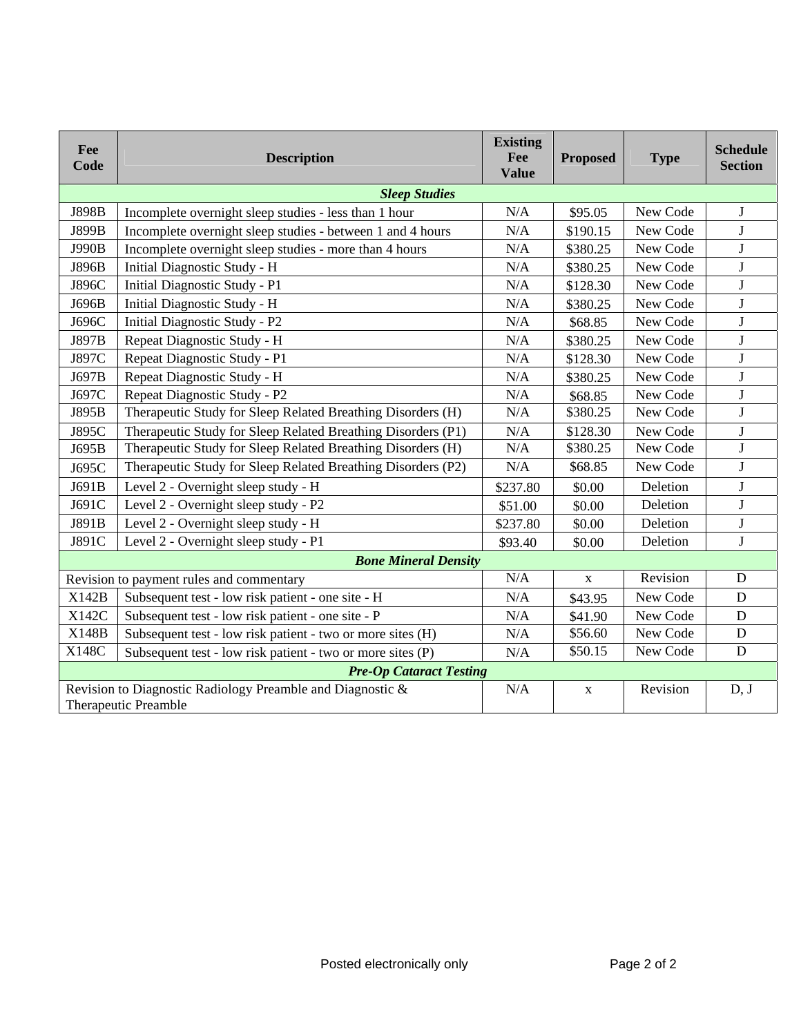| Fee Code | Description | Existing Fee Value | Proposed | Type | Schedule Section |
|---|---|---|---|---|---|
| | ***Sleep Studies*** | | | | |
| J898B | Incomplete overnight sleep studies - less than 1 hour | N/A | $95.05 | New Code | J |
| J899B | Incomplete overnight sleep studies - between 1 and 4 hours | N/A | $190.15 | New Code | J |
| J990B | Incomplete overnight sleep studies - more than 4 hours | N/A | $380.25 | New Code | J |
| J896B | Initial Diagnostic Study - H | N/A | $380.25 | New Code | J |
| J896C | Initial Diagnostic Study - P1 | N/A | $128.30 | New Code | J |
| J696B | Initial Diagnostic Study - H | N/A | $380.25 | New Code | J |
| J696C | Initial Diagnostic Study - P2 | N/A | $68.85 | New Code | J |
| J897B | Repeat Diagnostic Study - H | N/A | $380.25 | New Code | J |
| J897C | Repeat Diagnostic Study - P1 | N/A | $128.30 | New Code | J |
| J697B | Repeat Diagnostic Study - H | N/A | $380.25 | New Code | J |
| J697C | Repeat Diagnostic Study - P2 | N/A | $68.85 | New Code | J |
| J895B | Therapeutic Study for Sleep Related Breathing Disorders (H) | N/A | $380.25 | New Code | J |
| J895C | Therapeutic Study for Sleep Related Breathing Disorders (P1) | N/A | $128.30 | New Code | J |
| J695B | Therapeutic Study for Sleep Related Breathing Disorders (H) | N/A | $380.25 | New Code | J |
| J695C | Therapeutic Study for Sleep Related Breathing Disorders (P2) | N/A | $68.85 | New Code | J |
| J691B | Level 2 - Overnight sleep study - H | $237.80 | $0.00 | Deletion | J |
| J691C | Level 2 - Overnight sleep study - P2 | $51.00 | $0.00 | Deletion | J |
| J891B | Level 2 - Overnight sleep study - H | $237.80 | $0.00 | Deletion | J |
| J891C | Level 2 - Overnight sleep study - P1 | $93.40 | $0.00 | Deletion | J |
| | ***Bone Mineral Density*** | | | | |
| | Revision to payment rules and commentary | N/A | x | Revision | D |
| X142B | Subsequent test - low risk patient - one site - H | N/A | $43.95 | New Code | D |
| X142C | Subsequent test - low risk patient - one site - P | N/A | $41.90 | New Code | D |
| X148B | Subsequent test - low risk patient - two or more sites (H) | N/A | $56.60 | New Code | D |
| X148C | Subsequent test - low risk patient - two or more sites (P) | N/A | $50.15 | New Code | D |
| | ***Pre-Op Cataract Testing*** | | | | |
| | Revision to Diagnostic Radiology Preamble and Diagnostic & Therapeutic Preamble | N/A | x | Revision | D, J |

Posted electronically only